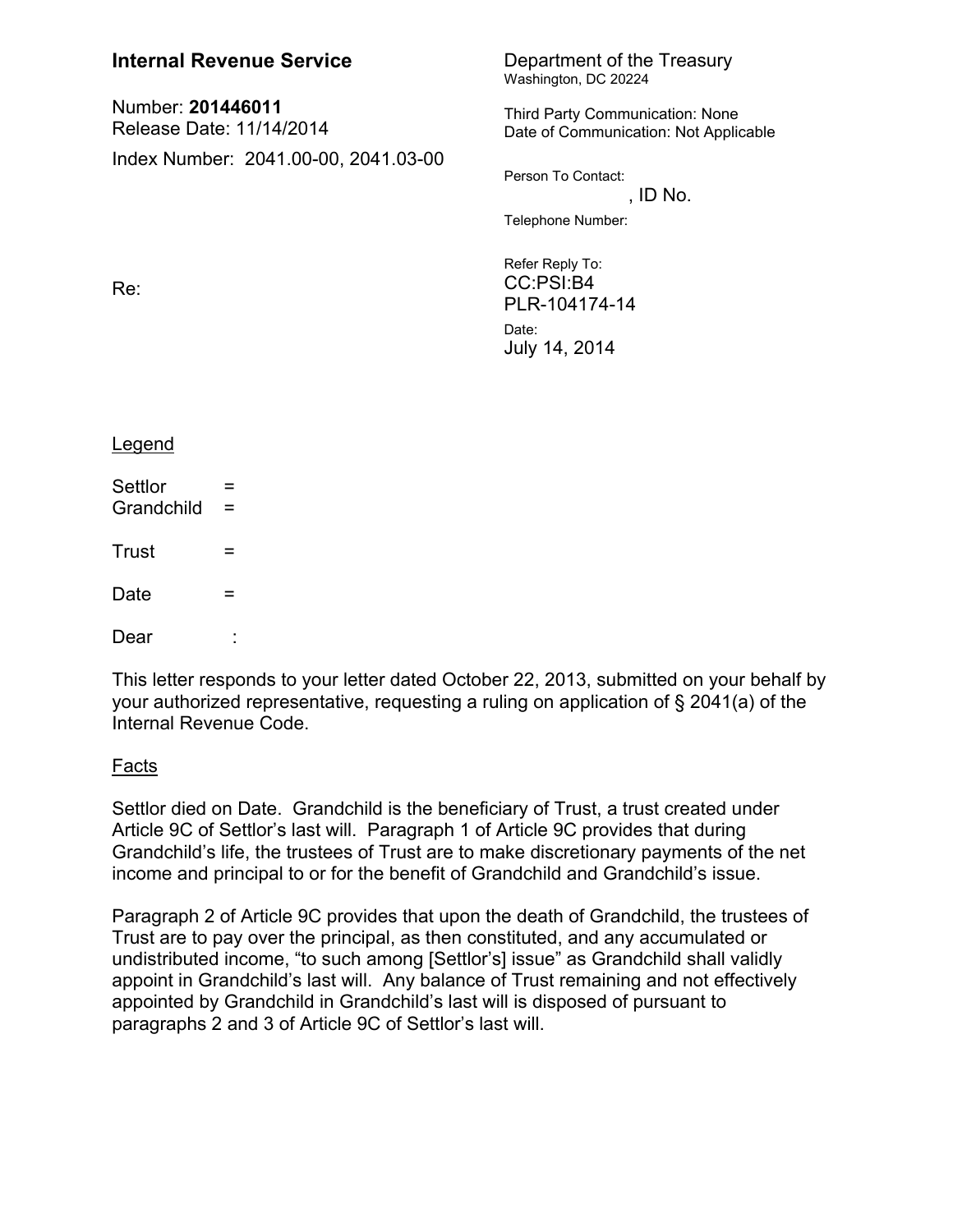**Internal Revenue Service**

Number: **201446011**
Release Date: 11/14/2014

Index Number: 2041.00-00, 2041.03-00

Department of the Treasury
Washington, DC 20224

Third Party Communication: None
Date of Communication: Not Applicable

Person To Contact:
, ID No.

Telephone Number:

Refer Reply To:
CC:PSI:B4
PLR-104174-14

Date:
July 14, 2014

Re:

Legend

Settlor =
Grandchild =

Trust =

Date =

Dear :

This letter responds to your letter dated October 22, 2013, submitted on your behalf by your authorized representative, requesting a ruling on application of § 2041(a) of the Internal Revenue Code.

Facts

Settlor died on Date. Grandchild is the beneficiary of Trust, a trust created under Article 9C of Settlor's last will. Paragraph 1 of Article 9C provides that during Grandchild's life, the trustees of Trust are to make discretionary payments of the net income and principal to or for the benefit of Grandchild and Grandchild's issue.

Paragraph 2 of Article 9C provides that upon the death of Grandchild, the trustees of Trust are to pay over the principal, as then constituted, and any accumulated or undistributed income, "to such among [Settlor's] issue" as Grandchild shall validly appoint in Grandchild's last will. Any balance of Trust remaining and not effectively appointed by Grandchild in Grandchild's last will is disposed of pursuant to paragraphs 2 and 3 of Article 9C of Settlor's last will.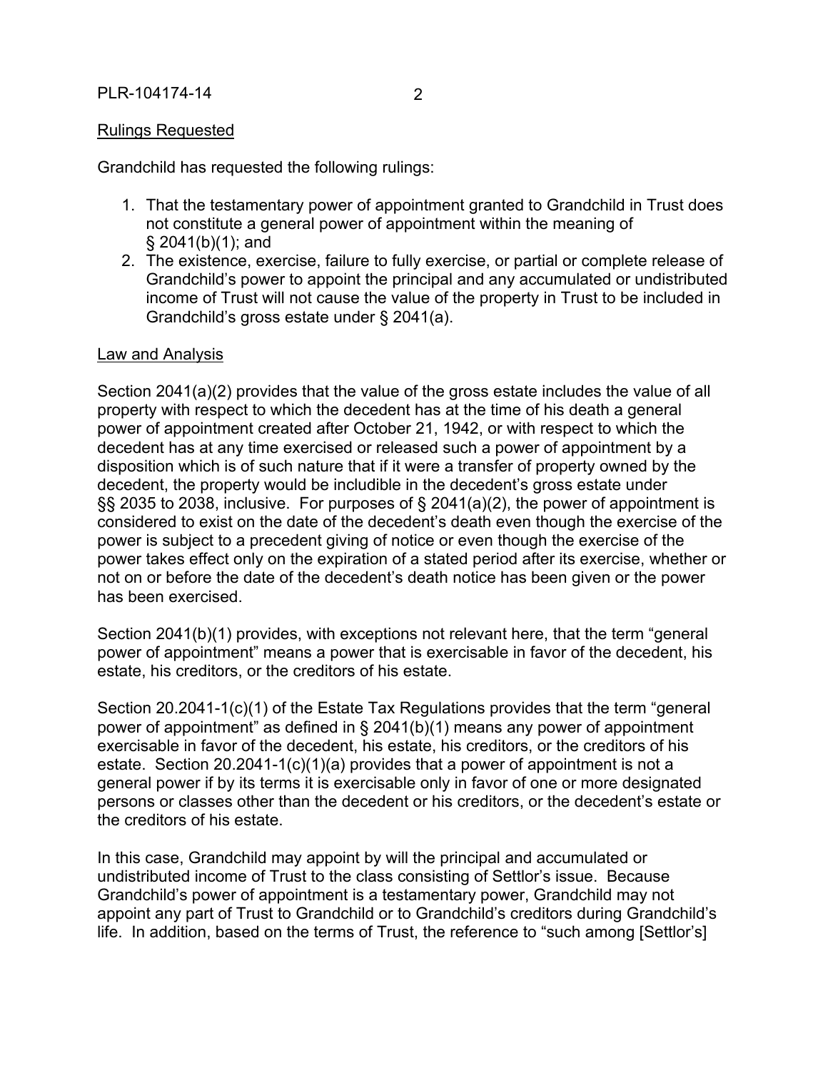Rulings Requested

Grandchild has requested the following rulings:

1. That the testamentary power of appointment granted to Grandchild in Trust does not constitute a general power of appointment within the meaning of § 2041(b)(1); and
2. The existence, exercise, failure to fully exercise, or partial or complete release of Grandchild's power to appoint the principal and any accumulated or undistributed income of Trust will not cause the value of the property in Trust to be included in Grandchild's gross estate under § 2041(a).

Law and Analysis

Section 2041(a)(2) provides that the value of the gross estate includes the value of all property with respect to which the decedent has at the time of his death a general power of appointment created after October 21, 1942, or with respect to which the decedent has at any time exercised or released such a power of appointment by a disposition which is of such nature that if it were a transfer of property owned by the decedent, the property would be includible in the decedent's gross estate under §§ 2035 to 2038, inclusive. For purposes of § 2041(a)(2), the power of appointment is considered to exist on the date of the decedent's death even though the exercise of the power is subject to a precedent giving of notice or even though the exercise of the power takes effect only on the expiration of a stated period after its exercise, whether or not on or before the date of the decedent's death notice has been given or the power has been exercised.

Section 2041(b)(1) provides, with exceptions not relevant here, that the term "general power of appointment" means a power that is exercisable in favor of the decedent, his estate, his creditors, or the creditors of his estate.

Section 20.2041-1(c)(1) of the Estate Tax Regulations provides that the term "general power of appointment" as defined in § 2041(b)(1) means any power of appointment exercisable in favor of the decedent, his estate, his creditors, or the creditors of his estate. Section 20.2041-1(c)(1)(a) provides that a power of appointment is not a general power if by its terms it is exercisable only in favor of one or more designated persons or classes other than the decedent or his creditors, or the decedent's estate or the creditors of his estate.

In this case, Grandchild may appoint by will the principal and accumulated or undistributed income of Trust to the class consisting of Settlor's issue. Because Grandchild's power of appointment is a testamentary power, Grandchild may not appoint any part of Trust to Grandchild or to Grandchild's creditors during Grandchild's life. In addition, based on the terms of Trust, the reference to "such among [Settlor's]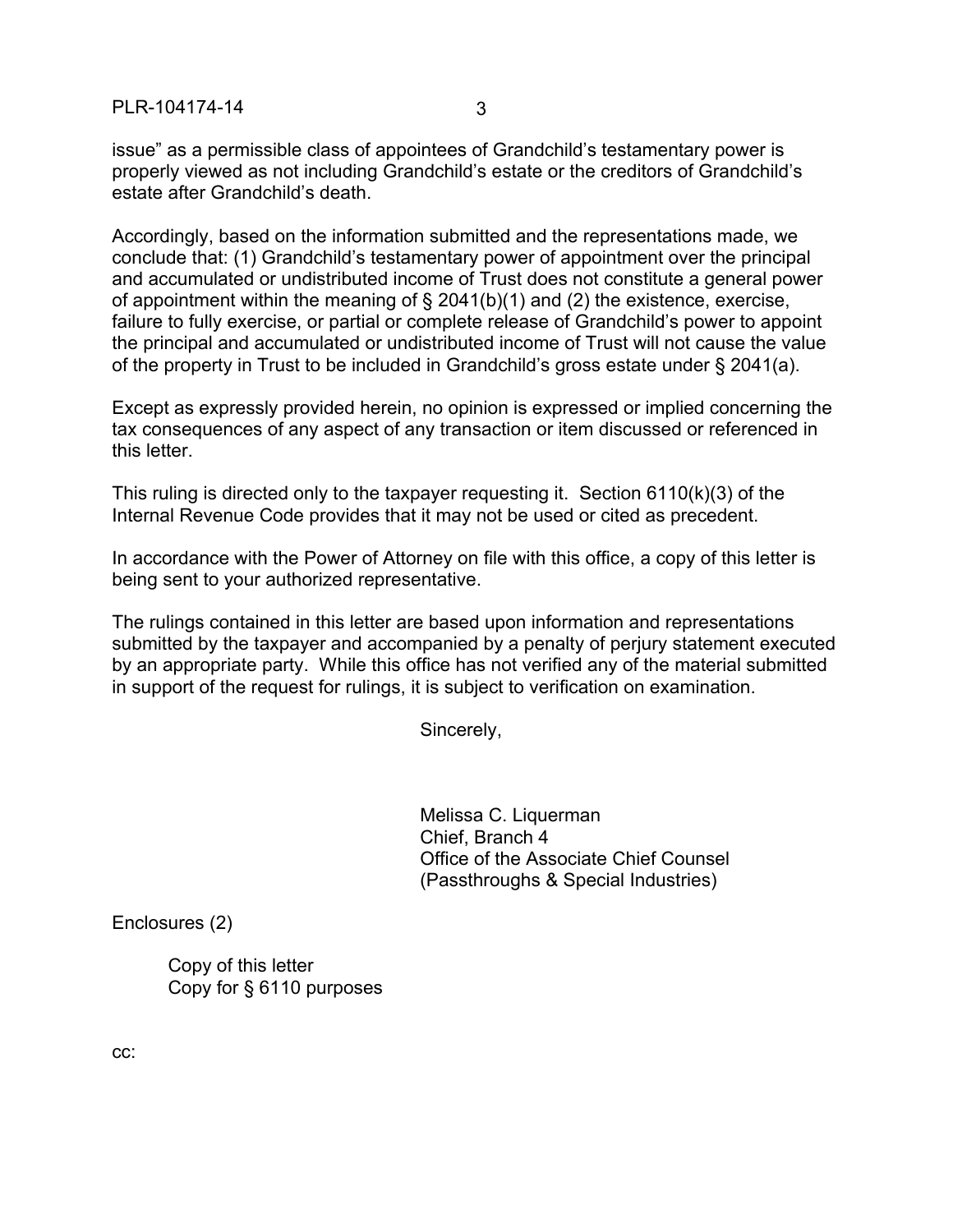issue" as a permissible class of appointees of Grandchild's testamentary power is properly viewed as not including Grandchild's estate or the creditors of Grandchild's estate after Grandchild's death.

Accordingly, based on the information submitted and the representations made, we conclude that: (1) Grandchild's testamentary power of appointment over the principal and accumulated or undistributed income of Trust does not constitute a general power of appointment within the meaning of § 2041(b)(1) and (2) the existence, exercise, failure to fully exercise, or partial or complete release of Grandchild's power to appoint the principal and accumulated or undistributed income of Trust will not cause the value of the property in Trust to be included in Grandchild's gross estate under § 2041(a).

Except as expressly provided herein, no opinion is expressed or implied concerning the tax consequences of any aspect of any transaction or item discussed or referenced in this letter.

This ruling is directed only to the taxpayer requesting it. Section 6110(k)(3) of the Internal Revenue Code provides that it may not be used or cited as precedent.

In accordance with the Power of Attorney on file with this office, a copy of this letter is being sent to your authorized representative.

The rulings contained in this letter are based upon information and representations submitted by the taxpayer and accompanied by a penalty of perjury statement executed by an appropriate party. While this office has not verified any of the material submitted in support of the request for rulings, it is subject to verification on examination.

Sincerely,

Melissa C. Liquerman
Chief, Branch 4
Office of the Associate Chief Counsel
(Passthroughs & Special Industries)

Enclosures (2)

Copy of this letter
Copy for § 6110 purposes

cc: